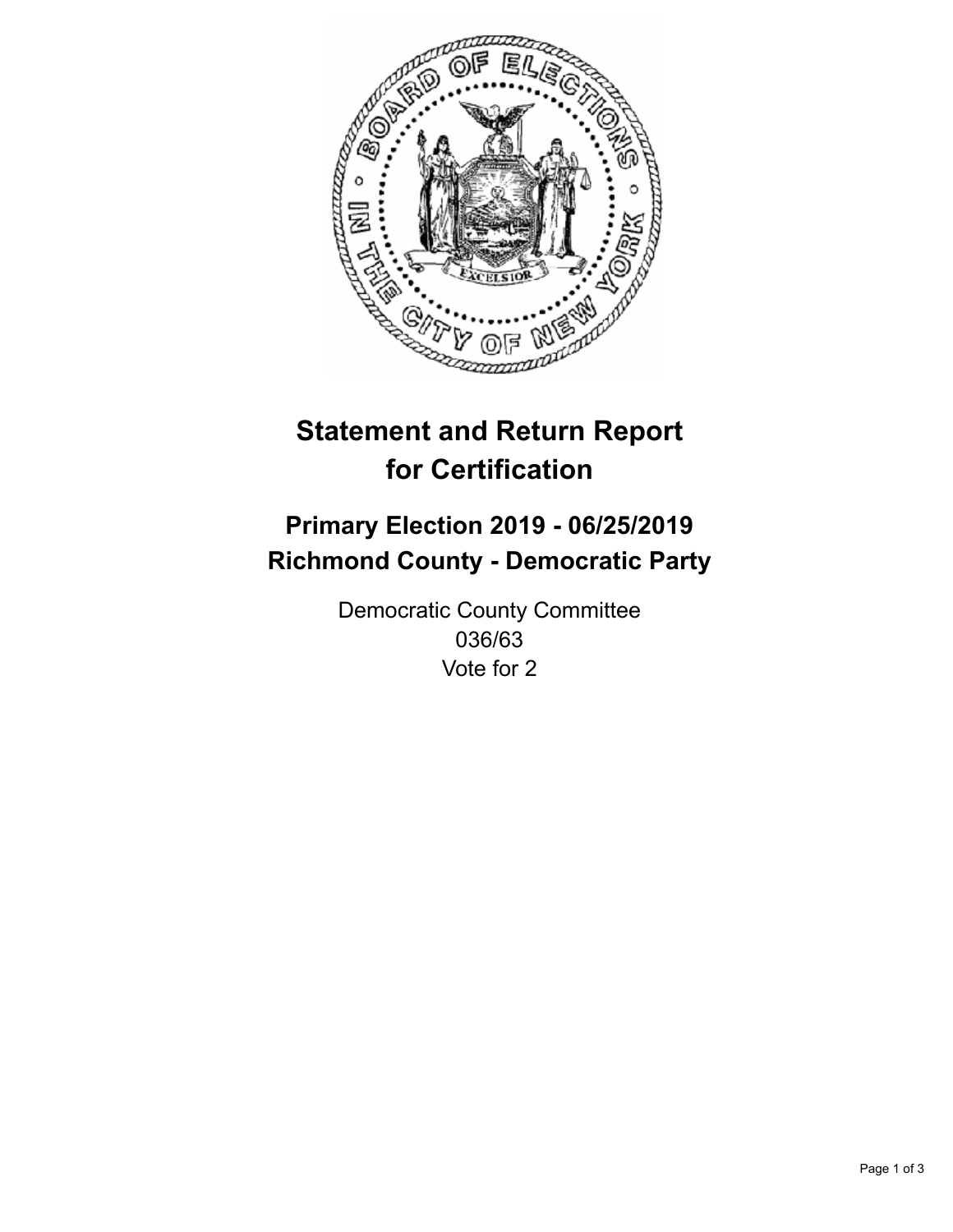# Statement and Return Report for Certification

## Primary Election 2019 - 06/25/2019
## Richmond County - Democratic Party

Democratic County Committee
036/63
Vote for 2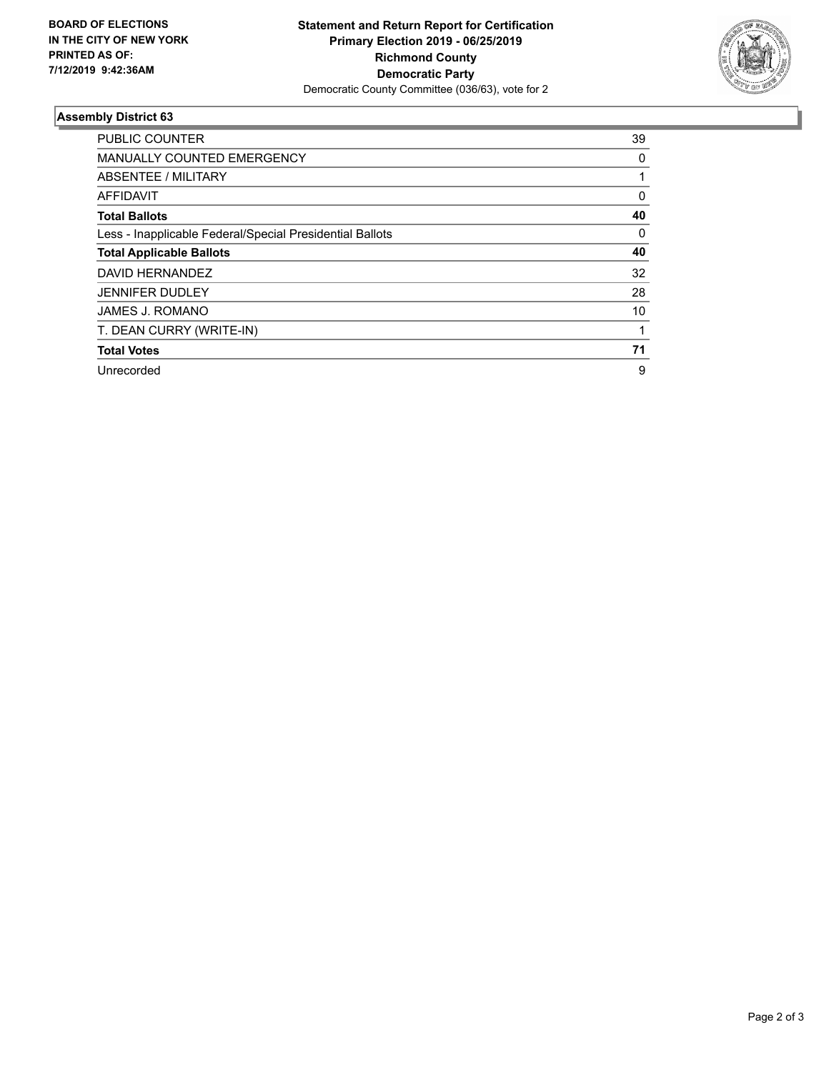**BOARD OF ELECTIONS IN THE CITY OF NEW YORK PRINTED AS OF: 7/12/2019 9:42:36AM**

**Statement and Return Report for Certification**
**Primary Election 2019 - 06/25/2019**
**Richmond County**
**Democratic Party**
Democratic County Committee (036/63), vote for 2

### Assembly District 63

| | |
|---|---|
| PUBLIC COUNTER | 39 |
| MANUALLY COUNTED EMERGENCY | 0 |
| ABSENTEE / MILITARY | 1 |
| AFFIDAVIT | 0 |
| **Total Ballots** | **40** |
| Less - Inapplicable Federal/Special Presidential Ballots | 0 |
| **Total Applicable Ballots** | **40** |
| DAVID HERNANDEZ | 32 |
| JENNIFER DUDLEY | 28 |
| JAMES J. ROMANO | 10 |
| T. DEAN CURRY (WRITE-IN) | 1 |
| **Total Votes** | **71** |
| Unrecorded | 9 |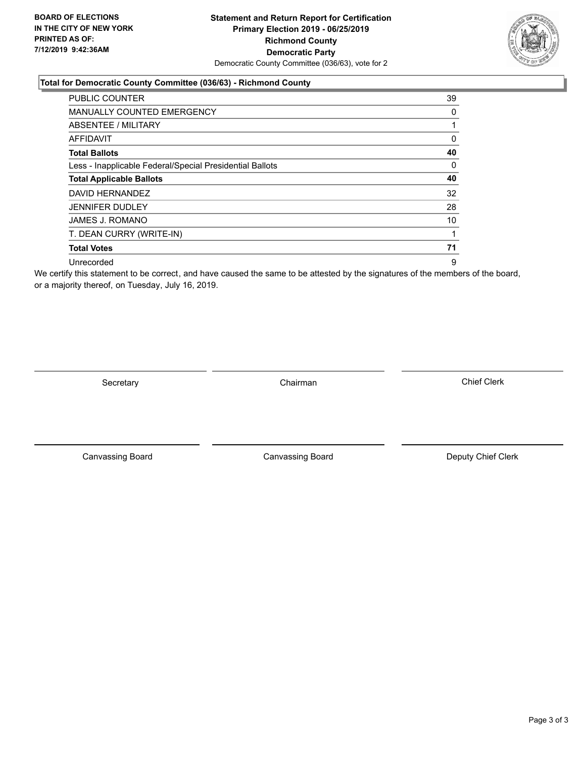**BOARD OF ELECTIONS IN THE CITY OF NEW YORK PRINTED AS OF: 7/12/2019 9:42:36AM**

**Statement and Return Report for Certification**
**Primary Election 2019 - 06/25/2019**
**Richmond County**
**Democratic Party**
Democratic County Committee (036/63), vote for 2

### Total for Democratic County Committee (036/63) - Richmond County

| | |
|---|---|
| PUBLIC COUNTER | 39 |
| MANUALLY COUNTED EMERGENCY | 0 |
| ABSENTEE / MILITARY | 1 |
| AFFIDAVIT | 0 |
| **Total Ballots** | **40** |
| Less - Inapplicable Federal/Special Presidential Ballots | 0 |
| **Total Applicable Ballots** | **40** |
| DAVID HERNANDEZ | 32 |
| JENNIFER DUDLEY | 28 |
| JAMES J. ROMANO | 10 |
| T. DEAN CURRY (WRITE-IN) | 1 |
| **Total Votes** | **71** |
| Unrecorded | 9 |

We certify this statement to be correct, and have caused the same to be attested by the signatures of the members of the board, or a majority thereof, on Tuesday, July 16, 2019.

Secretary

Chairman

Chief Clerk

Canvassing Board

Canvassing Board

Deputy Chief Clerk